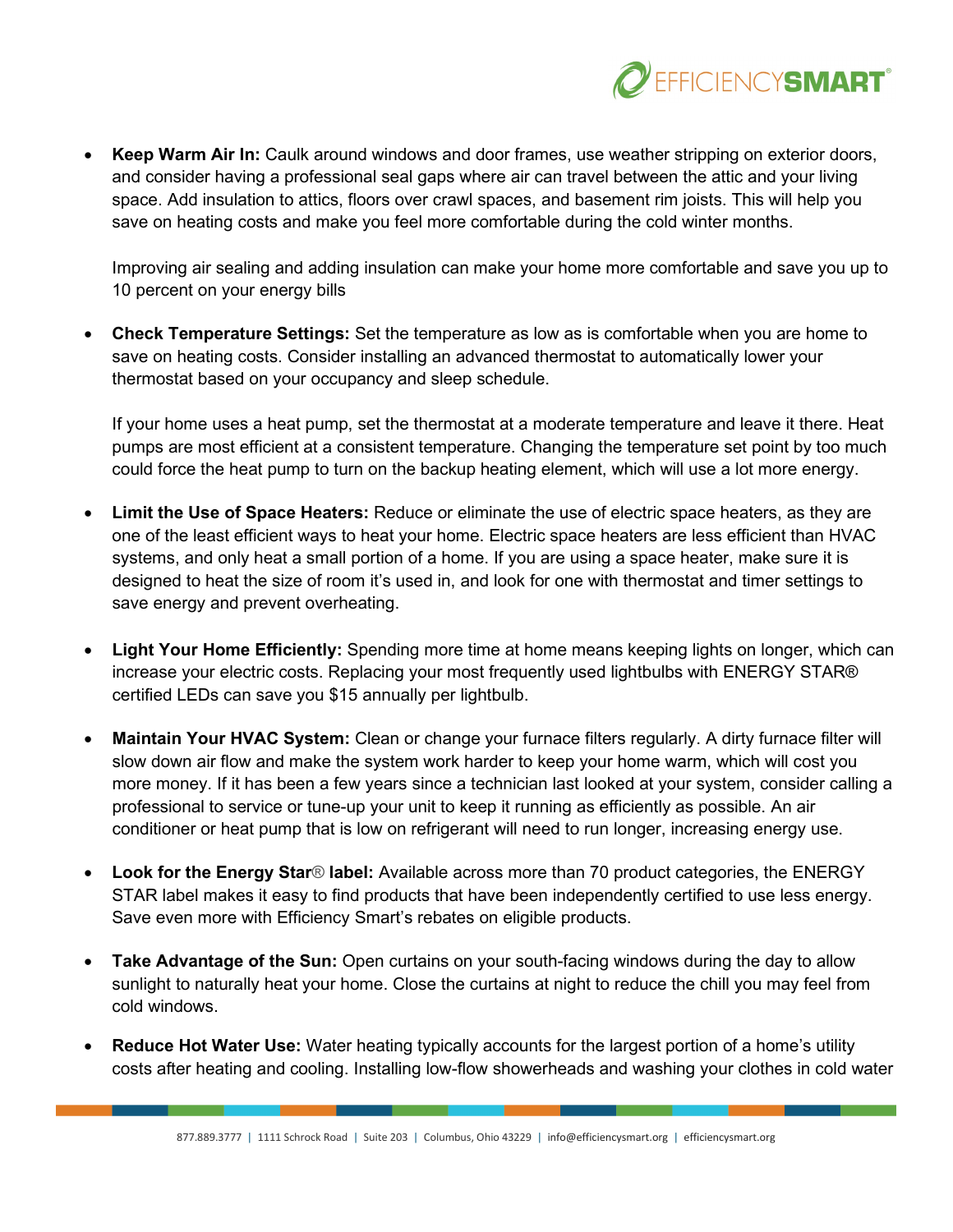- **Keep Warm Air In:** Caulk around windows and door frames, use weather stripping on exterior doors, and consider having a professional seal gaps where air can travel between the attic and your living space. Add insulation to attics, floors over crawl spaces, and basement rim joists. This will help you save on heating costs and make you feel more comfortable during the cold winter months.

  Improving air sealing and adding insulation can make your home more comfortable and save you up to 10 percent on your energy bills

- **Check Temperature Settings:** Set the temperature as low as is comfortable when you are home to save on heating costs. Consider installing an advanced thermostat to automatically lower your thermostat based on your occupancy and sleep schedule.

  If your home uses a heat pump, set the thermostat at a moderate temperature and leave it there. Heat pumps are most efficient at a consistent temperature. Changing the temperature set point by too much could force the heat pump to turn on the backup heating element, which will use a lot more energy.

- **Limit the Use of Space Heaters:** Reduce or eliminate the use of electric space heaters, as they are one of the least efficient ways to heat your home. Electric space heaters are less efficient than HVAC systems, and only heat a small portion of a home. If you are using a space heater, make sure it is designed to heat the size of room it's used in, and look for one with thermostat and timer settings to save energy and prevent overheating.

- **Light Your Home Efficiently:** Spending more time at home means keeping lights on longer, which can increase your electric costs. Replacing your most frequently used lightbulbs with ENERGY STAR® certified LEDs can save you $15 annually per lightbulb.

- **Maintain Your HVAC System:** Clean or change your furnace filters regularly. A dirty furnace filter will slow down air flow and make the system work harder to keep your home warm, which will cost you more money. If it has been a few years since a technician last looked at your system, consider calling a professional to service or tune-up your unit to keep it running as efficiently as possible. An air conditioner or heat pump that is low on refrigerant will need to run longer, increasing energy use.

- **Look for the Energy Star® label:** Available across more than 70 product categories, the ENERGY STAR label makes it easy to find products that have been independently certified to use less energy. Save even more with Efficiency Smart's rebates on eligible products.

- **Take Advantage of the Sun:** Open curtains on your south-facing windows during the day to allow sunlight to naturally heat your home. Close the curtains at night to reduce the chill you may feel from cold windows.

- **Reduce Hot Water Use:** Water heating typically accounts for the largest portion of a home's utility costs after heating and cooling. Installing low-flow showerheads and washing your clothes in cold water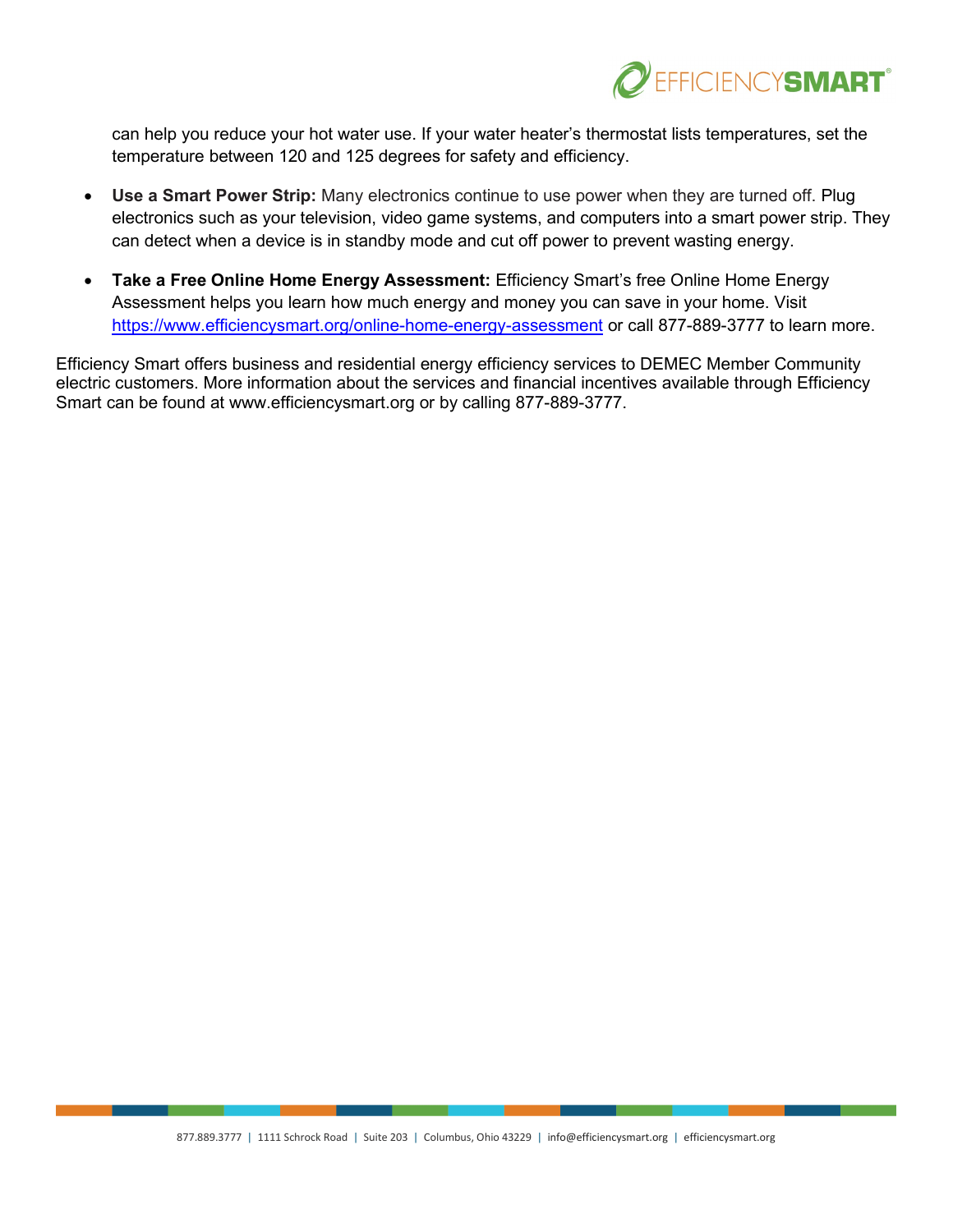can help you reduce your hot water use. If your water heater's thermostat lists temperatures, set the temperature between 120 and 125 degrees for safety and efficiency.

- **Use a Smart Power Strip:** Many electronics continue to use power when they are turned off. Plug electronics such as your television, video game systems, and computers into a smart power strip. They can detect when a device is in standby mode and cut off power to prevent wasting energy.
- **Take a Free Online Home Energy Assessment:** Efficiency Smart's free Online Home Energy Assessment helps you learn how much energy and money you can save in your home. Visit https://www.efficiencysmart.org/online-home-energy-assessment or call 877-889-3777 to learn more.

Efficiency Smart offers business and residential energy efficiency services to DEMEC Member Community electric customers. More information about the services and financial incentives available through Efficiency Smart can be found at www.efficiencysmart.org or by calling 877-889-3777.